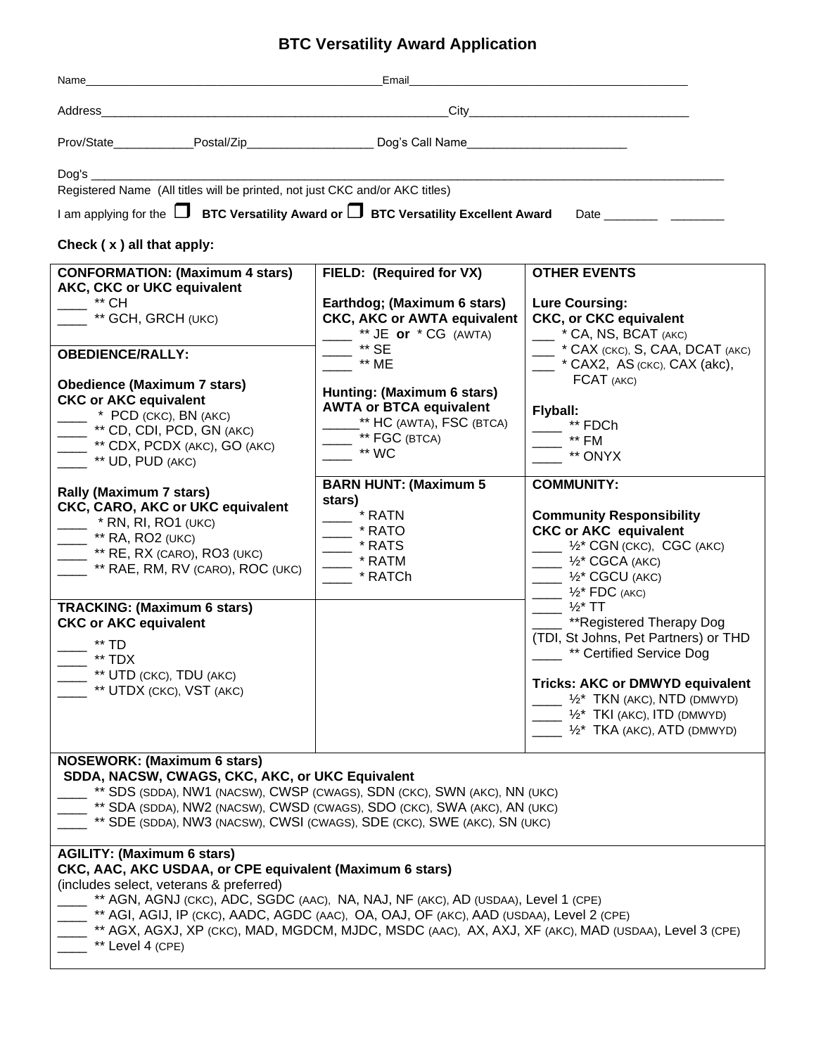# BTC Versatility Award Application

Name_______________________________________________Email____________________________________________

Address____________________________________________________City________________________________

Prov/State____________Postal/Zip___________________ Dog's Call Name________________________

Dog's ________________________________________________________________________________________________
Registered Name (All titles will be printed, not just CKC and/or AKC titles)

I am applying for the ☐ **BTC Versatility Award or** ☐ **BTC Versatility Excellent Award** Date ________ ________

**Check ( x ) all that apply:**

**CONFORMATION: (Maximum 4 stars)**
**AKC, CKC or UKC equivalent**
____ ** CH
____ ** GCH, GRCH (UKC)

**OBEDIENCE/RALLY:**

**Obedience (Maximum 7 stars)**
**CKC or AKC equivalent**
____ * PCD (CKC), BN (AKC)
____ ** CD, CDI, PCD, GN (AKC)
____ ** CDX, PCDX (AKC), GO (AKC)
____ ** UD, PUD (AKC)

**Rally (Maximum 7 stars)**
**CKC, CARO, AKC or UKC equivalent**
____ * RN, RI, RO1 (UKC)
____ ** RA, RO2 (UKC)
____ ** RE, RX (CARO), RO3 (UKC)
____ ** RAE, RM, RV (CARO), ROC (UKC)

**TRACKING: (Maximum 6 stars)**
**CKC or AKC equivalent**
____ ** TD
____ ** TDX
____ ** UTD (CKC), TDU (AKC)
____ ** UTDX (CKC), VST (AKC)

**FIELD: (Required for VX)**

**Earthdog; (Maximum 6 stars)**
**CKC, AKC or AWTA equivalent**
____ ** JE **or** * CG (AWTA)
____ ** SE
____ ** ME

**Hunting: (Maximum 6 stars)**
**AWTA or BTCA equivalent**
_____** HC (AWTA), FSC (BTCA)
____ ** FGC (BTCA)
____ ** WC

**BARN HUNT: (Maximum 5 stars)**
____ * RATN
____ * RATO
____ * RATS
____ * RATM
____ * RATCh

**OTHER EVENTS**

**Lure Coursing:**
**CKC, or CKC equivalent**
___ * CA, NS, BCAT (AKC)
___ * CAX (CKC), S, CAA, DCAT (AKC)
___ * CAX2, AS (CKC), CAX (akc), FCAT (AKC)

**Flyball:**
____ ** FDCh
____ ** FM
____ ** ONYX

**COMMUNITY:**

**Community Responsibility**
**CKC or AKC equivalent**
____ ½* CGN (CKC), CGC (AKC)
____ ½* CGCA (AKC)
____ ½* CGCU (AKC)
____ ½* FDC (AKC)
____ ½* TT
____ **Registered Therapy Dog (TDI, St Johns, Pet Partners) or THD
____ ** Certified Service Dog

**Tricks: AKC or DMWYD equivalent**
____ ½* TKN (AKC), NTD (DMWYD)
____ ½* TKI (AKC), ITD (DMWYD)
____ ½* TKA (AKC), ATD (DMWYD)

**NOSEWORK: (Maximum 6 stars)**
**SDDA, NACSW, CWAGS, CKC, AKC, or UKC Equivalent**
____ ** SDS (SDDA), NW1 (NACSW), CWSP (CWAGS), SDN (CKC), SWN (AKC), NN (UKC)
____ ** SDA (SDDA), NW2 (NACSW), CWSD (CWAGS), SDO (CKC), SWA (AKC), AN (UKC)
____ ** SDE (SDDA), NW3 (NACSW), CWSI (CWAGS), SDE (CKC), SWE (AKC), SN (UKC)

**AGILITY: (Maximum 6 stars)**
**CKC, AAC, AKC USDAA, or CPE equivalent (Maximum 6 stars)**
(includes select, veterans & preferred)
____ ** AGN, AGNJ (CKC), ADC, SGDC (AAC), NA, NAJ, NF (AKC), AD (USDAA), Level 1 (CPE)
____ ** AGI, AGIJ, IP (CKC), AADC, AGDC (AAC), OA, OAJ, OF (AKC), AAD (USDAA), Level 2 (CPE)
____ ** AGX, AGXJ, XP (CKC), MAD, MGDCM, MJDC, MSDC (AAC), AX, AXJ, XF (AKC), MAD (USDAA), Level 3 (CPE)
____ ** Level 4 (CPE)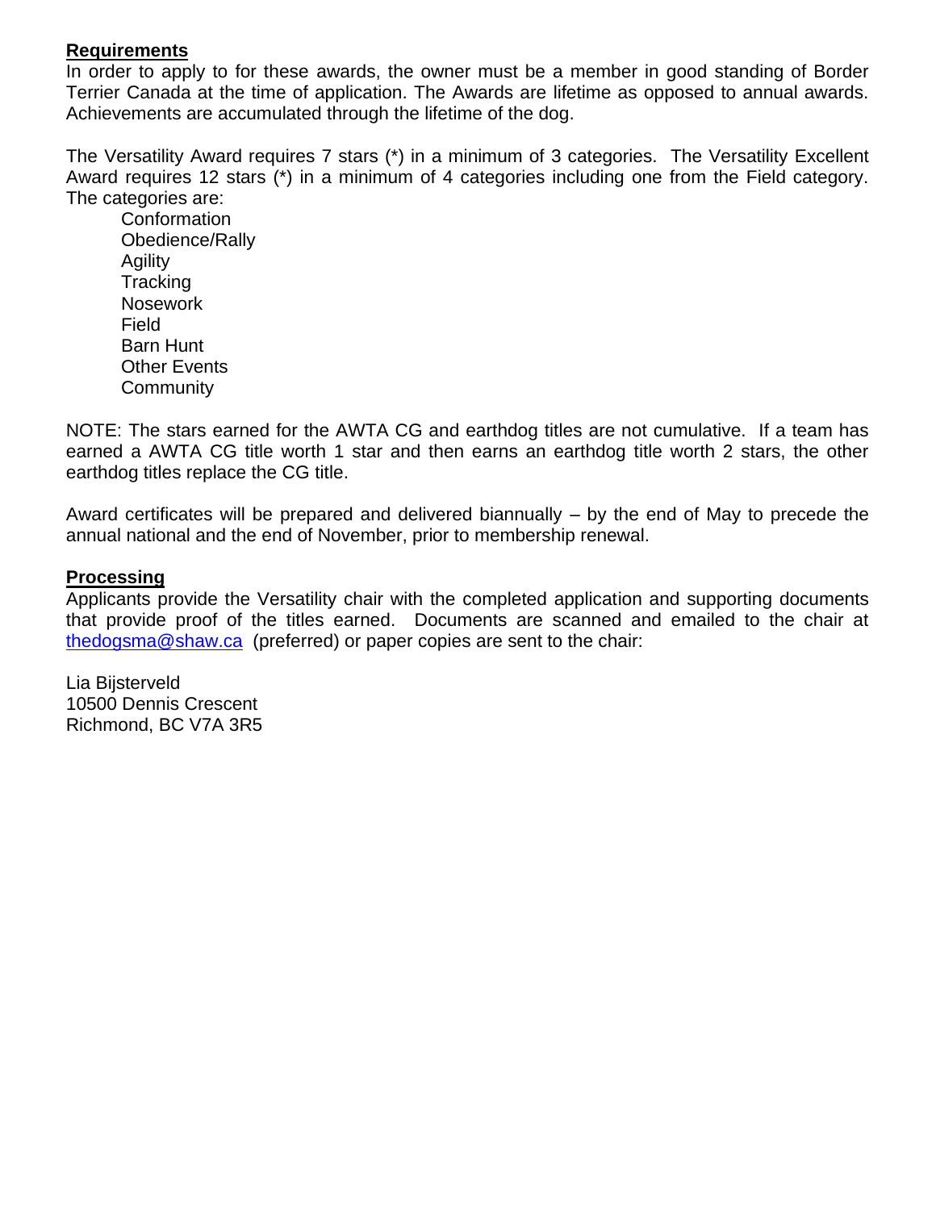**Requirements**

In order to apply to for these awards, the owner must be a member in good standing of Border Terrier Canada at the time of application. The Awards are lifetime as opposed to annual awards. Achievements are accumulated through the lifetime of the dog.

The Versatility Award requires 7 stars (*) in a minimum of 3 categories. The Versatility Excellent Award requires 12 stars (*) in a minimum of 4 categories including one from the Field category. The categories are:

- Conformation
- Obedience/Rally
- Agility
- Tracking
- Nosework
- Field
- Barn Hunt
- Other Events
- Community

NOTE: The stars earned for the AWTA CG and earthdog titles are not cumulative. If a team has earned a AWTA CG title worth 1 star and then earns an earthdog title worth 2 stars, the other earthdog titles replace the CG title.

Award certificates will be prepared and delivered biannually – by the end of May to precede the annual national and the end of November, prior to membership renewal.

**Processing**

Applicants provide the Versatility chair with the completed application and supporting documents that provide proof of the titles earned. Documents are scanned and emailed to the chair at thedogsma@shaw.ca (preferred) or paper copies are sent to the chair:

Lia Bijsterveld
10500 Dennis Crescent
Richmond, BC V7A 3R5